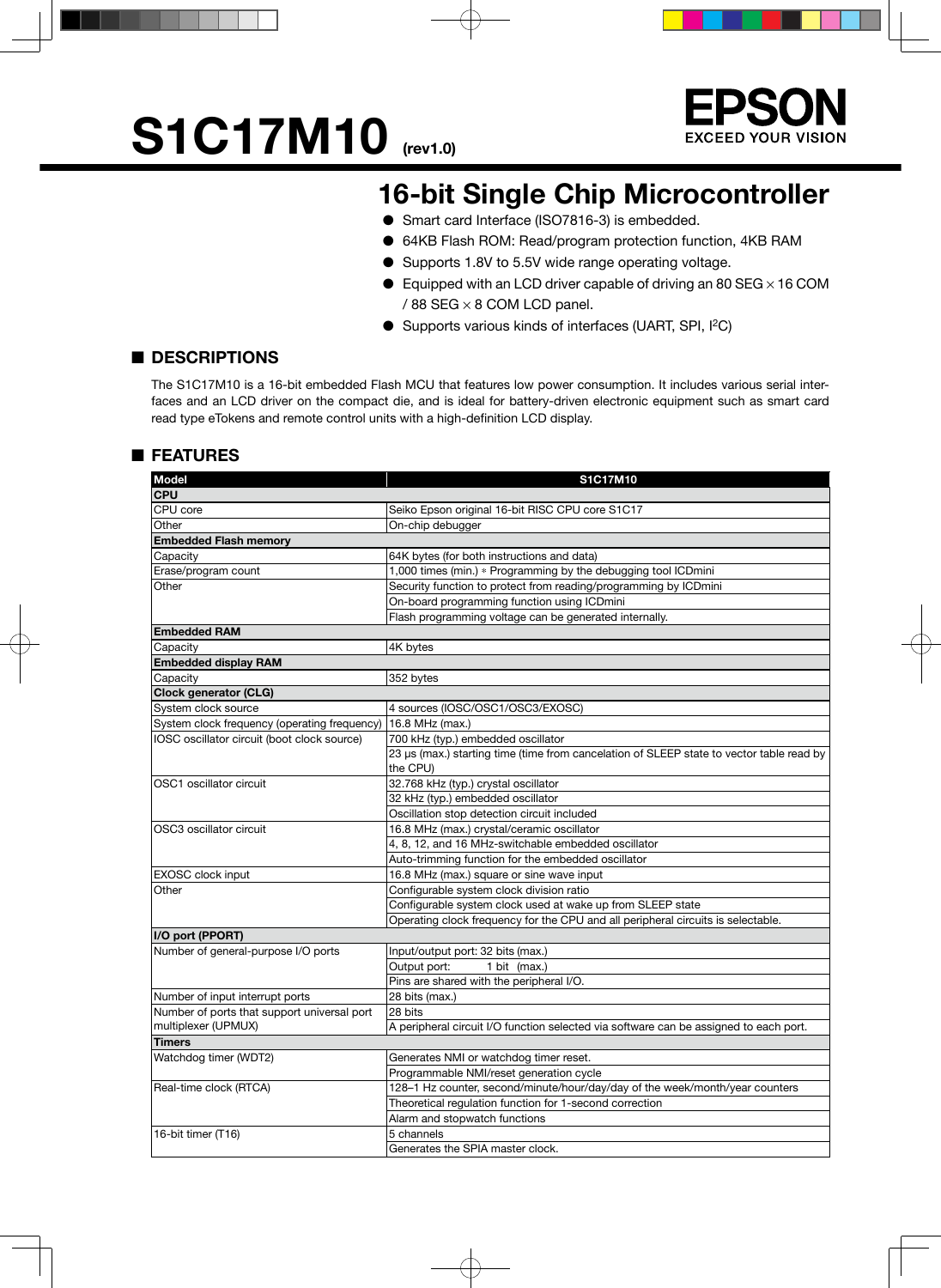# S1C17M10 (rev1.0)

EPSON
EXCEED YOUR VISION

## 16-bit Single Chip Microcontroller

- Smart card Interface (ISO7816-3) is embedded.
- 64KB Flash ROM: Read/program protection function, 4KB RAM
- Supports 1.8V to 5.5V wide range operating voltage.
- Equipped with an LCD driver capable of driving an 80 SEG × 16 COM / 88 SEG × 8 COM LCD panel.
- Supports various kinds of interfaces (UART, SPI, I²C)

## ■ DESCRIPTIONS

The S1C17M10 is a 16-bit embedded Flash MCU that features low power consumption. It includes various serial interfaces and an LCD driver on the compact die, and is ideal for battery-driven electronic equipment such as smart card read type eTokens and remote control units with a high-definition LCD display.

## ■ FEATURES

| Model | S1C17M10 |
|---|---|
| **CPU** | |
| CPU core | Seiko Epson original 16-bit RISC CPU core S1C17 |
| Other | On-chip debugger |
| **Embedded Flash memory** | |
| Capacity | 64K bytes (for both instructions and data) |
| Erase/program count | 1,000 times (min.) * Programming by the debugging tool ICDmini |
| Other | Security function to protect from reading/programming by ICDmini |
| | On-board programming function using ICDmini |
| | Flash programming voltage can be generated internally. |
| **Embedded RAM** | |
| Capacity | 4K bytes |
| **Embedded display RAM** | |
| Capacity | 352 bytes |
| **Clock generator (CLG)** | |
| System clock source | 4 sources (IOSC/OSC1/OSC3/EXOSC) |
| System clock frequency (operating frequency) | 16.8 MHz (max.) |
| IOSC oscillator circuit (boot clock source) | 700 kHz (typ.) embedded oscillator |
| | 23 µs (max.) starting time (time from cancelation of SLEEP state to vector table read by the CPU) |
| OSC1 oscillator circuit | 32.768 kHz (typ.) crystal oscillator |
| | 32 kHz (typ.) embedded oscillator |
| | Oscillation stop detection circuit included |
| OSC3 oscillator circuit | 16.8 MHz (max.) crystal/ceramic oscillator |
| | 4, 8, 12, and 16 MHz-switchable embedded oscillator |
| | Auto-trimming function for the embedded oscillator |
| EXOSC clock input | 16.8 MHz (max.) square or sine wave input |
| Other | Configurable system clock division ratio |
| | Configurable system clock used at wake up from SLEEP state |
| | Operating clock frequency for the CPU and all peripheral circuits is selectable. |
| **I/O port (PPORT)** | |
| Number of general-purpose I/O ports | Input/output port: 32 bits (max.) |
| | Output port: 1 bit (max.) |
| | Pins are shared with the peripheral I/O. |
| Number of input interrupt ports | 28 bits (max.) |
| Number of ports that support universal port multiplexer (UPMUX) | 28 bits |
| | A peripheral circuit I/O function selected via software can be assigned to each port. |
| **Timers** | |
| Watchdog timer (WDT2) | Generates NMI or watchdog timer reset. |
| | Programmable NMI/reset generation cycle |
| Real-time clock (RTCA) | 128–1 Hz counter, second/minute/hour/day/day of the week/month/year counters |
| | Theoretical regulation function for 1-second correction |
| | Alarm and stopwatch functions |
| 16-bit timer (T16) | 5 channels |
| | Generates the SPIA master clock. |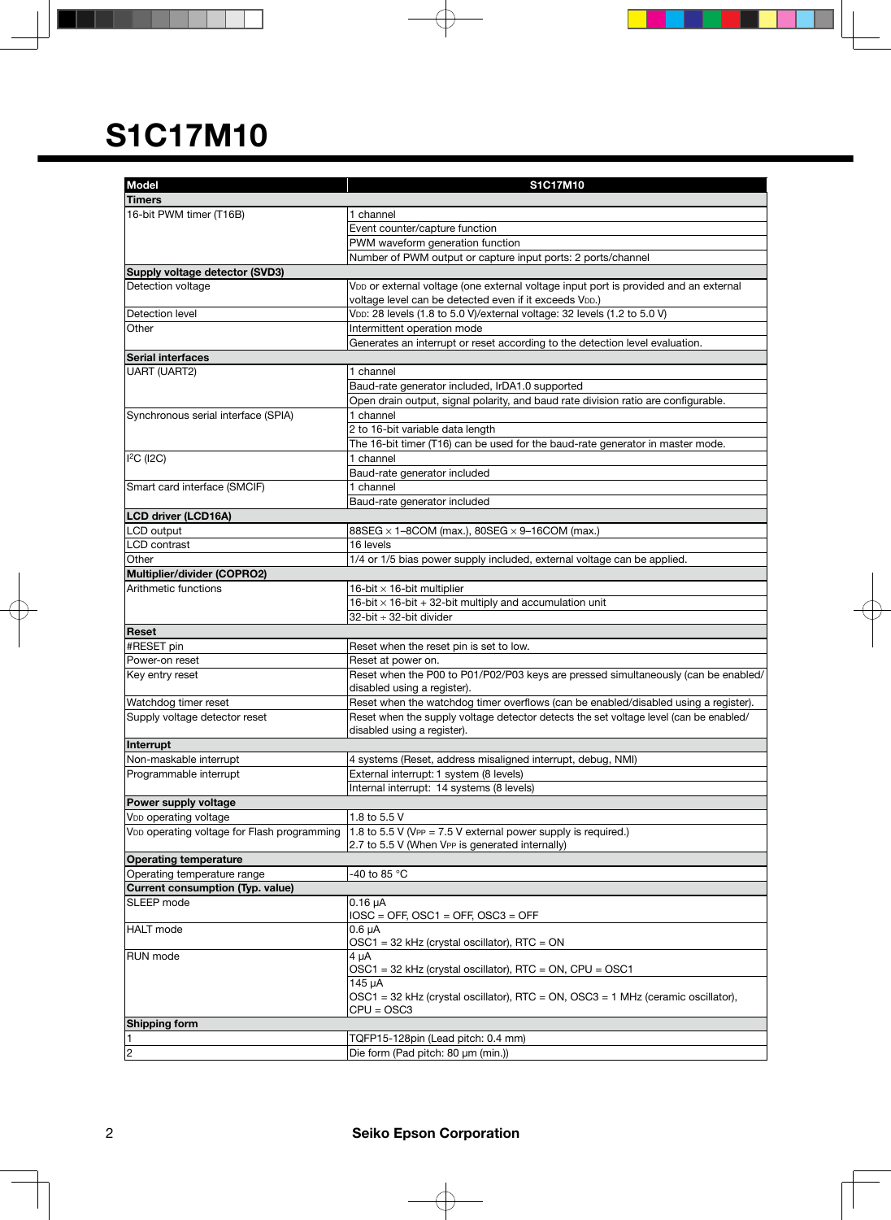# S1C17M10

| Model | S1C17M10 |
|---|---|
| **Timers** | |
| 16-bit PWM timer (T16B) | 1 channel |
| | Event counter/capture function |
| | PWM waveform generation function |
| | Number of PWM output or capture input ports: 2 ports/channel |
| **Supply voltage detector (SVD3)** | |
| Detection voltage | $V_{DD}$ or external voltage (one external voltage input port is provided and an external voltage level can be detected even if it exceeds $V_{DD}$.) |
| Detection level | $V_{DD}$: 28 levels (1.8 to 5.0 V)/external voltage: 32 levels (1.2 to 5.0 V) |
| Other | Intermittent operation mode |
| | Generates an interrupt or reset according to the detection level evaluation. |
| **Serial interfaces** | |
| UART (UART2) | 1 channel |
| | Baud-rate generator included, IrDA1.0 supported |
| | Open drain output, signal polarity, and baud rate division ratio are configurable. |
| Synchronous serial interface (SPIA) | 1 channel |
| | 2 to 16-bit variable data length |
| | The 16-bit timer (T16) can be used for the baud-rate generator in master mode. |
| $I^2C$ (I2C) | 1 channel |
| | Baud-rate generator included |
| Smart card interface (SMCIF) | 1 channel |
| | Baud-rate generator included |
| **LCD driver (LCD16A)** | |
| LCD output | 88SEG × 1–8COM (max.), 80SEG × 9–16COM (max.) |
| LCD contrast | 16 levels |
| Other | 1/4 or 1/5 bias power supply included, external voltage can be applied. |
| **Multiplier/divider (COPRO2)** | |
| Arithmetic functions | 16-bit × 16-bit multiplier |
| | 16-bit × 16-bit + 32-bit multiply and accumulation unit |
| | 32-bit ÷ 32-bit divider |
| **Reset** | |
| #RESET pin | Reset when the reset pin is set to low. |
| Power-on reset | Reset at power on. |
| Key entry reset | Reset when the P00 to P01/P02/P03 keys are pressed simultaneously (can be enabled/disabled using a register). |
| Watchdog timer reset | Reset when the watchdog timer overflows (can be enabled/disabled using a register). |
| Supply voltage detector reset | Reset when the supply voltage detector detects the set voltage level (can be enabled/disabled using a register). |
| **Interrupt** | |
| Non-maskable interrupt | 4 systems (Reset, address misaligned interrupt, debug, NMI) |
| Programmable interrupt | External interrupt: 1 system (8 levels) |
| | Internal interrupt: 14 systems (8 levels) |
| **Power supply voltage** | |
| $V_{DD}$ operating voltage | 1.8 to 5.5 V |
| $V_{DD}$ operating voltage for Flash programming | 1.8 to 5.5 V ($V_{PP}$ = 7.5 V external power supply is required.) 2.7 to 5.5 V (When $V_{PP}$ is generated internally) |
| **Operating temperature** | |
| Operating temperature range | -40 to 85 °C |
| **Current consumption (Typ. value)** | |
| SLEEP mode | 0.16 µA IOSC = OFF, OSC1 = OFF, OSC3 = OFF |
| HALT mode | 0.6 µA OSC1 = 32 kHz (crystal oscillator), RTC = ON |
| RUN mode | 4 µA OSC1 = 32 kHz (crystal oscillator), RTC = ON, CPU = OSC1 |
| | 145 µA OSC1 = 32 kHz (crystal oscillator), RTC = ON, OSC3 = 1 MHz (ceramic oscillator), CPU = OSC3 |
| **Shipping form** | |
| 1 | TQFP15-128pin (Lead pitch: 0.4 mm) |
| 2 | Die form (Pad pitch: 80 µm (min.)) |

Seiko Epson Corporation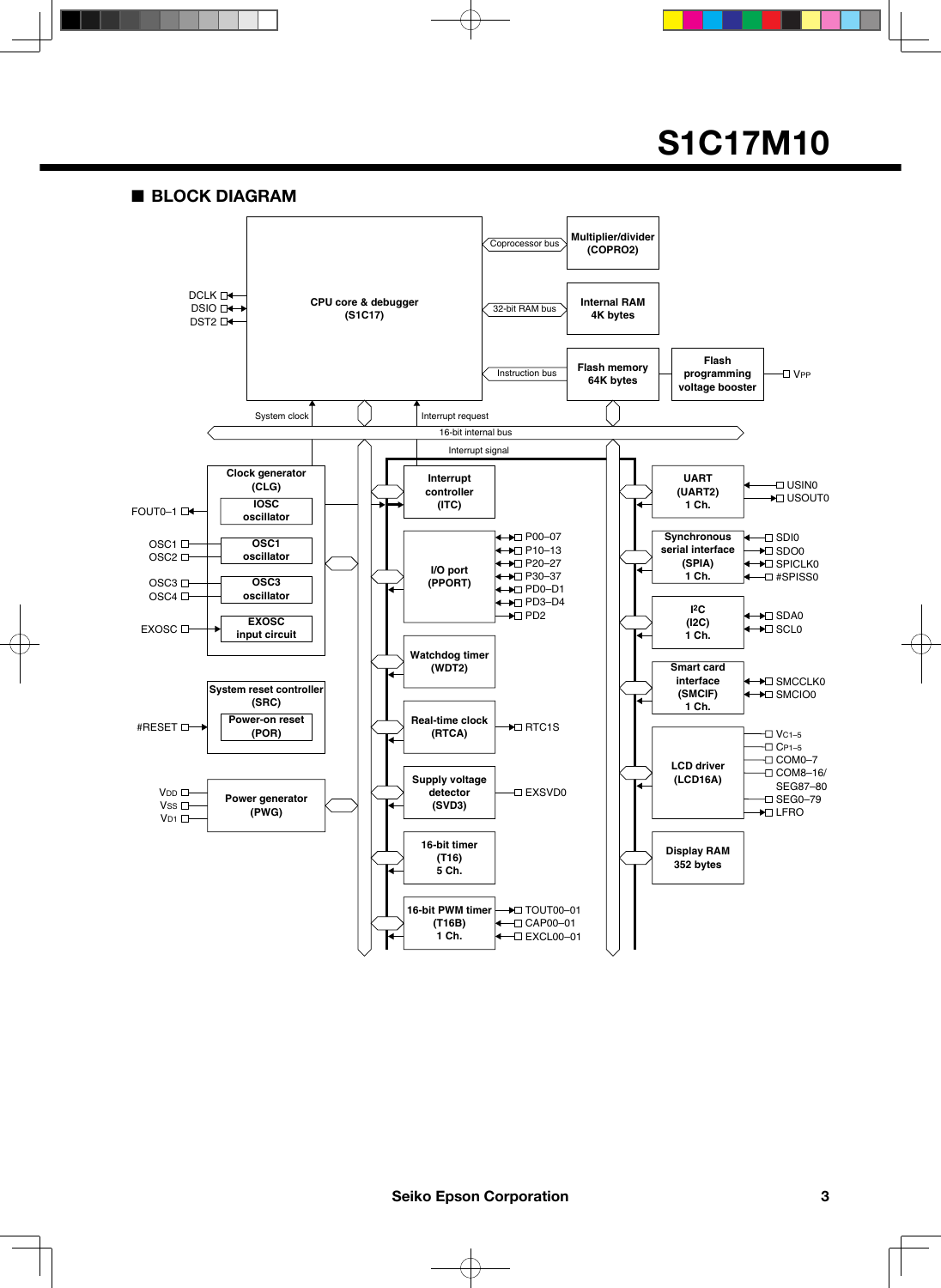## ■ BLOCK DIAGRAM

**CPU core & debugger (S1C17)**
- DCLK, DSIO, DST2
- Coprocessor bus → Multiplier/divider (COPRO2)
- 32-bit RAM bus → Internal RAM 4K bytes
- Instruction bus → Flash memory 64K bytes → Flash programming voltage booster → VPP
- System clock
- Interrupt request

16-bit internal bus

Interrupt signal

**Clock generator (CLG)**
- IOSC oscillator → FOUT0–1
- OSC1 oscillator → OSC1, OSC2
- OSC3 oscillator → OSC3, OSC4
- EXOSC input circuit → EXOSC

**System reset controller (SRC)**
- Power-on reset (POR) → #RESET

**Power generator (PWG)** → VDD, VSS, VD1

**Interrupt controller (ITC)**

**I/O port (PPORT)** → P00–07, P10–13, P20–27, P30–37, PD0–D1, PD3–D4, PD2

**Watchdog timer (WDT2)**

**Real-time clock (RTCA)** → RTC1S

**Supply voltage detector (SVD3)** → EXSVD0

**16-bit timer (T16) 5 Ch.**

**16-bit PWM timer (T16B) 1 Ch.** → TOUT00–01, CAP00–01, EXCL00–01

**UART (UART2) 1 Ch.** → USIN0, USOUT0

**Synchronous serial interface (SPIA) 1 Ch.** → SDI0, SDO0, SPICLK0, #SPISS0

**I²C (I2C) 1 Ch.** → SDA0, SCL0

**Smart card interface (SMCIF) 1 Ch.** → SMCCLK0, SMCIO0

**LCD driver (LCD16A)** → VC1–5, CP1–5, COM0–7, COM8–16/SEG87–80, SEG0–79, LFRO

**Display RAM 352 bytes**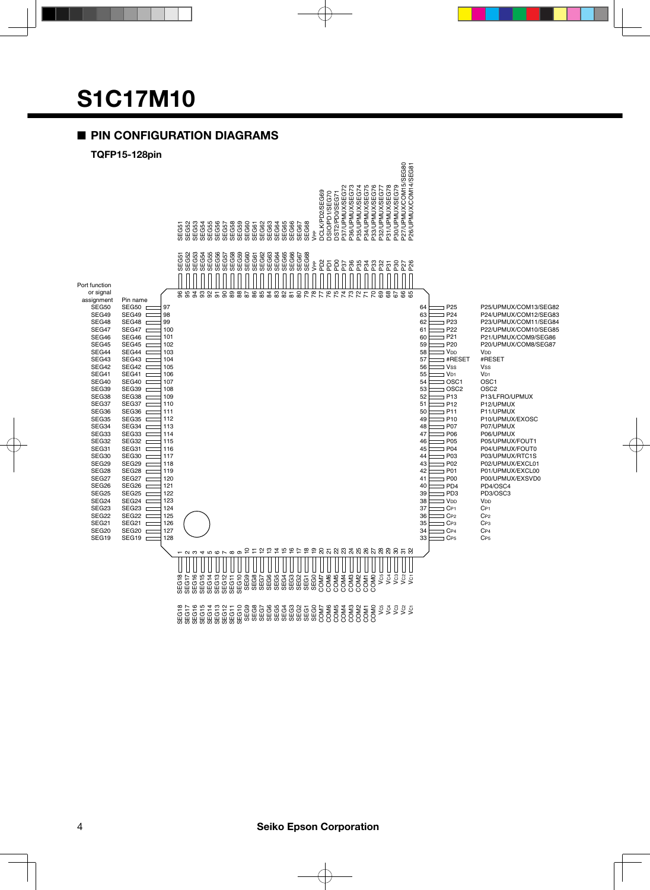# S1C17M10

## ■ PIN CONFIGURATION DIAGRAMS

### TQFP15-128pin

| Pin No. | Pin name | Port function or signal assignment |
|---|---|---|
| 1 | SEG18 | SEG18 |
| 2 | SEG17 | SEG17 |
| 3 | SEG16 | SEG16 |
| 4 | SEG15 | SEG15 |
| 5 | SEG14 | SEG14 |
| 6 | SEG13 | SEG13 |
| 7 | SEG12 | SEG12 |
| 8 | SEG11 | SEG11 |
| 9 | SEG10 | SEG10 |
| 10 | SEG9 | SEG9 |
| 11 | SEG8 | SEG8 |
| 12 | SEG7 | SEG7 |
| 13 | SEG6 | SEG6 |
| 14 | SEG5 | SEG5 |
| 15 | SEG4 | SEG4 |
| 16 | SEG3 | SEG3 |
| 17 | SEG2 | SEG2 |
| 18 | SEG1 | SEG1 |
| 19 | SEG0 | SEG0 |
| 20 | COM7 | COM7 |
| 21 | COM6 | COM6 |
| 22 | COM5 | COM5 |
| 23 | COM4 | COM4 |
| 24 | COM3 | COM3 |
| 25 | COM2 | COM2 |
| 26 | COM1 | COM1 |
| 27 | COM0 | COM0 |
| 28 | VC5 | VC5 |
| 29 | VC4 | VC4 |
| 30 | VC3 | VC3 |
| 31 | VC2 | VC2 |
| 32 | VC1 | VC1 |
| 33 | CP5 | CP5 |
| 34 | CP4 | CP4 |
| 35 | CP3 | CP3 |
| 36 | CP2 | CP2 |
| 37 | CP1 | CP1 |
| 38 | VDD | VDD |
| 39 | PD3 | PD3/OSC3 |
| 40 | PD4 | PD4/OSC4 |
| 41 | P00 | P00/UPMUX/EXSVD0 |
| 42 | P01 | P01/UPMUX/EXCL00 |
| 43 | P02 | P02/UPMUX/EXCL01 |
| 44 | P03 | P03/UPMUX/RTC1S |
| 45 | P04 | P04/UPMUX/FOUT0 |
| 46 | P05 | P05/UPMUX/FOUT1 |
| 47 | P06 | P06/UPMUX |
| 48 | P07 | P07/UPMUX |
| 49 | P10 | P10/UPMUX/EXOSC |
| 50 | P11 | P11/UPMUX |
| 51 | P12 | P12/UPMUX |
| 52 | P13 | P13/LFRO/UPMUX |
| 53 | OSC2 | OSC2 |
| 54 | OSC1 | OSC1 |
| 55 | VD1 | VD1 |
| 56 | VSS | VSS |
| 57 | #RESET | #RESET |
| 58 | VDD | VDD |
| 59 | P20 | P20/UPMUX/COM8/SEG87 |
| 60 | P21 | P21/UPMUX/COM9/SEG86 |
| 61 | P22 | P22/UPMUX/COM10/SEG85 |
| 62 | P23 | P23/UPMUX/COM11/SEG84 |
| 63 | P24 | P24/UPMUX/COM12/SEG83 |
| 64 | P25 | P25/UPMUX/COM13/SEG82 |
| 65 | P26 | P26/UPMUX/COM14/SEG81 |
| 66 | P27 | P27/UPMUX/COM15/SEG80 |
| 67 | P30 | P30/UPMUX/SEG79 |
| 68 | P31 | P31/UPMUX/SEG78 |
| 69 | P32 | P32/UPMUX/SEG77 |
| 70 | P33 | P33/UPMUX/SEG76 |
| 71 | P34 | P34/UPMUX/SEG75 |
| 72 | P35 | P35/UPMUX/SEG74 |
| 73 | P36 | P36/UPMUX/SEG73 |
| 74 | P37 | P37/UPMUX/SEG72 |
| 75 | PD0 | DST2/PD0/SEG71 |
| 76 | PD1 | DSIO/PD1/SEG70 |
| 77 | PD2 | DCLK/PD2/SEG69 |
| 78 | VPP | VPP |
| 79 | SEG68 | SEG68 |
| 80 | SEG67 | SEG67 |
| 81 | SEG66 | SEG66 |
| 82 | SEG65 | SEG65 |
| 83 | SEG64 | SEG64 |
| 84 | SEG63 | SEG63 |
| 85 | SEG62 | SEG62 |
| 86 | SEG61 | SEG61 |
| 87 | SEG60 | SEG60 |
| 88 | SEG59 | SEG59 |
| 89 | SEG58 | SEG58 |
| 90 | SEG57 | SEG57 |
| 91 | SEG56 | SEG56 |
| 92 | SEG55 | SEG55 |
| 93 | SEG54 | SEG54 |
| 94 | SEG53 | SEG53 |
| 95 | SEG52 | SEG52 |
| 96 | SEG51 | SEG51 |
| 97 | SEG50 | SEG50 |
| 98 | SEG49 | SEG49 |
| 99 | SEG48 | SEG48 |
| 100 | SEG47 | SEG47 |
| 101 | SEG46 | SEG46 |
| 102 | SEG45 | SEG45 |
| 103 | SEG44 | SEG44 |
| 104 | SEG43 | SEG43 |
| 105 | SEG42 | SEG42 |
| 106 | SEG41 | SEG41 |
| 107 | SEG40 | SEG40 |
| 108 | SEG39 | SEG39 |
| 109 | SEG38 | SEG38 |
| 110 | SEG37 | SEG37 |
| 111 | SEG36 | SEG36 |
| 112 | SEG35 | SEG35 |
| 113 | SEG34 | SEG34 |
| 114 | SEG33 | SEG33 |
| 115 | SEG32 | SEG32 |
| 116 | SEG31 | SEG31 |
| 117 | SEG30 | SEG30 |
| 118 | SEG29 | SEG29 |
| 119 | SEG28 | SEG28 |
| 120 | SEG27 | SEG27 |
| 121 | SEG26 | SEG26 |
| 122 | SEG25 | SEG25 |
| 123 | SEG24 | SEG24 |
| 124 | SEG23 | SEG23 |
| 125 | SEG22 | SEG22 |
| 126 | SEG21 | SEG21 |
| 127 | SEG20 | SEG20 |
| 128 | SEG19 | SEG19 |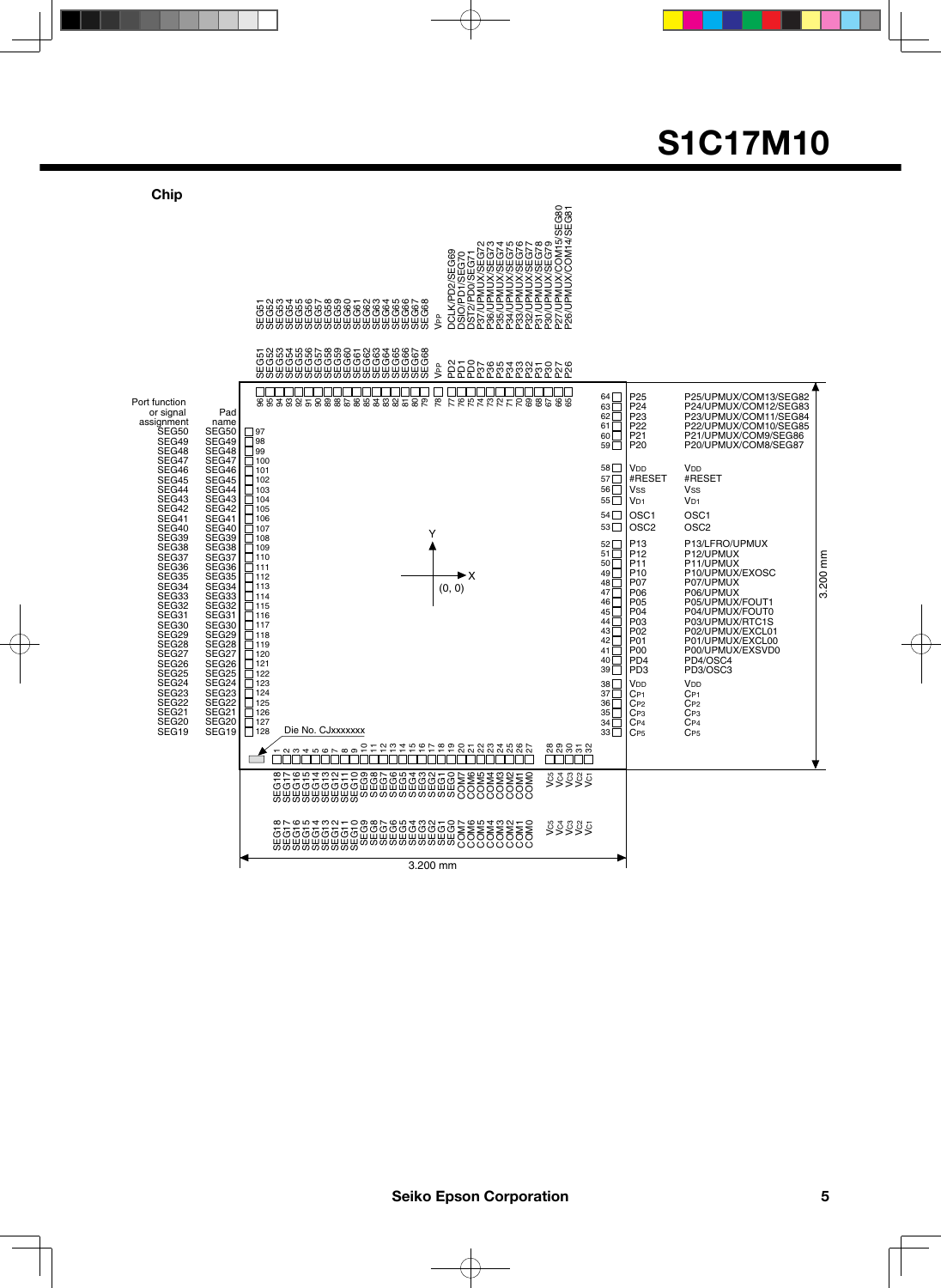## Chip

Die No. CJxxxxxxx

3.200 mm × 3.200 mm, origin (0, 0) at center.

| Pad No. | Pad name | Port function or signal assignment |
|---|---|---|
| 1 | SEG18 | SEG18 |
| 2 | SEG17 | SEG17 |
| 3 | SEG16 | SEG16 |
| 4 | SEG15 | SEG15 |
| 5 | SEG14 | SEG14 |
| 6 | SEG13 | SEG13 |
| 7 | SEG12 | SEG12 |
| 8 | SEG11 | SEG11 |
| 9 | SEG10 | SEG10 |
| 10 | SEG9 | SEG9 |
| 11 | SEG8 | SEG8 |
| 12 | SEG7 | SEG7 |
| 13 | SEG6 | SEG6 |
| 14 | SEG5 | SEG5 |
| 15 | SEG4 | SEG4 |
| 16 | SEG3 | SEG3 |
| 17 | SEG2 | SEG2 |
| 18 | SEG1 | SEG1 |
| 19 | SEG0 | SEG0 |
| 20 | COM7 | COM7 |
| 21 | COM6 | COM6 |
| 22 | COM5 | COM5 |
| 23 | COM4 | COM4 |
| 24 | COM3 | COM3 |
| 25 | COM2 | COM2 |
| 26 | COM1 | COM1 |
| 27 | COM0 | COM0 |
| 28 | VC5 | VC5 |
| 29 | VC4 | VC4 |
| 30 | VC3 | VC3 |
| 31 | VC2 | VC2 |
| 32 | VC1 | VC1 |
| 33 | CP5 | CP5 |
| 34 | CP4 | CP4 |
| 35 | CP3 | CP3 |
| 36 | CP2 | CP2 |
| 37 | CP1 | CP1 |
| 38 | VDD | VDD |
| 39 | PD3 | PD3/OSC3 |
| 40 | PD4 | PD4/OSC4 |
| 41 | P00 | P00/UPMUX/EXSVD0 |
| 42 | P01 | P01/UPMUX/EXCL00 |
| 43 | P02 | P02/UPMUX/EXCL01 |
| 44 | P03 | P03/UPMUX/RTC1S |
| 45 | P04 | P04/UPMUX/FOUT0 |
| 46 | P05 | P05/UPMUX/FOUT1 |
| 47 | P06 | P06/UPMUX |
| 48 | P07 | P07/UPMUX |
| 49 | P10 | P10/UPMUX/EXOSC |
| 50 | P11 | P11/UPMUX |
| 51 | P12 | P12/UPMUX |
| 52 | P13 | P13/LFRO/UPMUX |
| 53 | OSC2 | OSC2 |
| 54 | OSC1 | OSC1 |
| 55 | VD1 | VD1 |
| 56 | VSS | VSS |
| 57 | #RESET | #RESET |
| 58 | VDD | VDD |
| 59 | P20 | P20/UPMUX/COM8/SEG87 |
| 60 | P21 | P21/UPMUX/COM9/SEG86 |
| 61 | P22 | P22/UPMUX/COM10/SEG85 |
| 62 | P23 | P23/UPMUX/COM11/SEG84 |
| 63 | P24 | P24/UPMUX/COM12/SEG83 |
| 64 | P25 | P25/UPMUX/COM13/SEG82 |
| 65 | P26 | P26/UPMUX/COM14/SEG81 |
| 66 | P27 | P27/UPMUX/COM15/SEG80 |
| 67 | P30 | P30/UPMUX/SEG79 |
| 68 | P31 | P31/UPMUX/SEG78 |
| 69 | P32 | P32/UPMUX/SEG77 |
| 70 | P33 | P33/UPMUX/SEG76 |
| 71 | P34 | P34/UPMUX/SEG75 |
| 72 | P35 | P35/UPMUX/SEG74 |
| 73 | P36 | P36/UPMUX/SEG73 |
| 74 | P37 | P37/UPMUX/SEG72 |
| 75 | PD0 | DST2/PD0/SEG71 |
| 76 | PD1 | DSIO/PD1/SEG70 |
| 77 | PD2 | DCLK/PD2/SEG69 |
| 78 | VPP | VPP |
| 79 | SEG68 | SEG68 |
| 80 | SEG67 | SEG67 |
| 81 | SEG66 | SEG66 |
| 82 | SEG65 | SEG65 |
| 83 | SEG64 | SEG64 |
| 84 | SEG63 | SEG63 |
| 85 | SEG62 | SEG62 |
| 86 | SEG61 | SEG61 |
| 87 | SEG60 | SEG60 |
| 88 | SEG59 | SEG59 |
| 89 | SEG58 | SEG58 |
| 90 | SEG57 | SEG57 |
| 91 | SEG56 | SEG56 |
| 92 | SEG55 | SEG55 |
| 93 | SEG54 | SEG54 |
| 94 | SEG53 | SEG53 |
| 95 | SEG52 | SEG52 |
| 96 | SEG51 | SEG51 |
| 97 | SEG50 | SEG50 |
| 98 | SEG49 | SEG49 |
| 99 | SEG48 | SEG48 |
| 100 | SEG47 | SEG47 |
| 101 | SEG46 | SEG46 |
| 102 | SEG45 | SEG45 |
| 103 | SEG44 | SEG44 |
| 104 | SEG43 | SEG43 |
| 105 | SEG42 | SEG42 |
| 106 | SEG41 | SEG41 |
| 107 | SEG40 | SEG40 |
| 108 | SEG39 | SEG39 |
| 109 | SEG38 | SEG38 |
| 110 | SEG37 | SEG37 |
| 111 | SEG36 | SEG36 |
| 112 | SEG35 | SEG35 |
| 113 | SEG34 | SEG34 |
| 114 | SEG33 | SEG33 |
| 115 | SEG32 | SEG32 |
| 116 | SEG31 | SEG31 |
| 117 | SEG30 | SEG30 |
| 118 | SEG29 | SEG29 |
| 119 | SEG28 | SEG28 |
| 120 | SEG27 | SEG27 |
| 121 | SEG26 | SEG26 |
| 122 | SEG25 | SEG25 |
| 123 | SEG24 | SEG24 |
| 124 | SEG23 | SEG23 |
| 125 | SEG22 | SEG22 |
| 126 | SEG21 | SEG21 |
| 127 | SEG20 | SEG20 |
| 128 | SEG19 | SEG19 |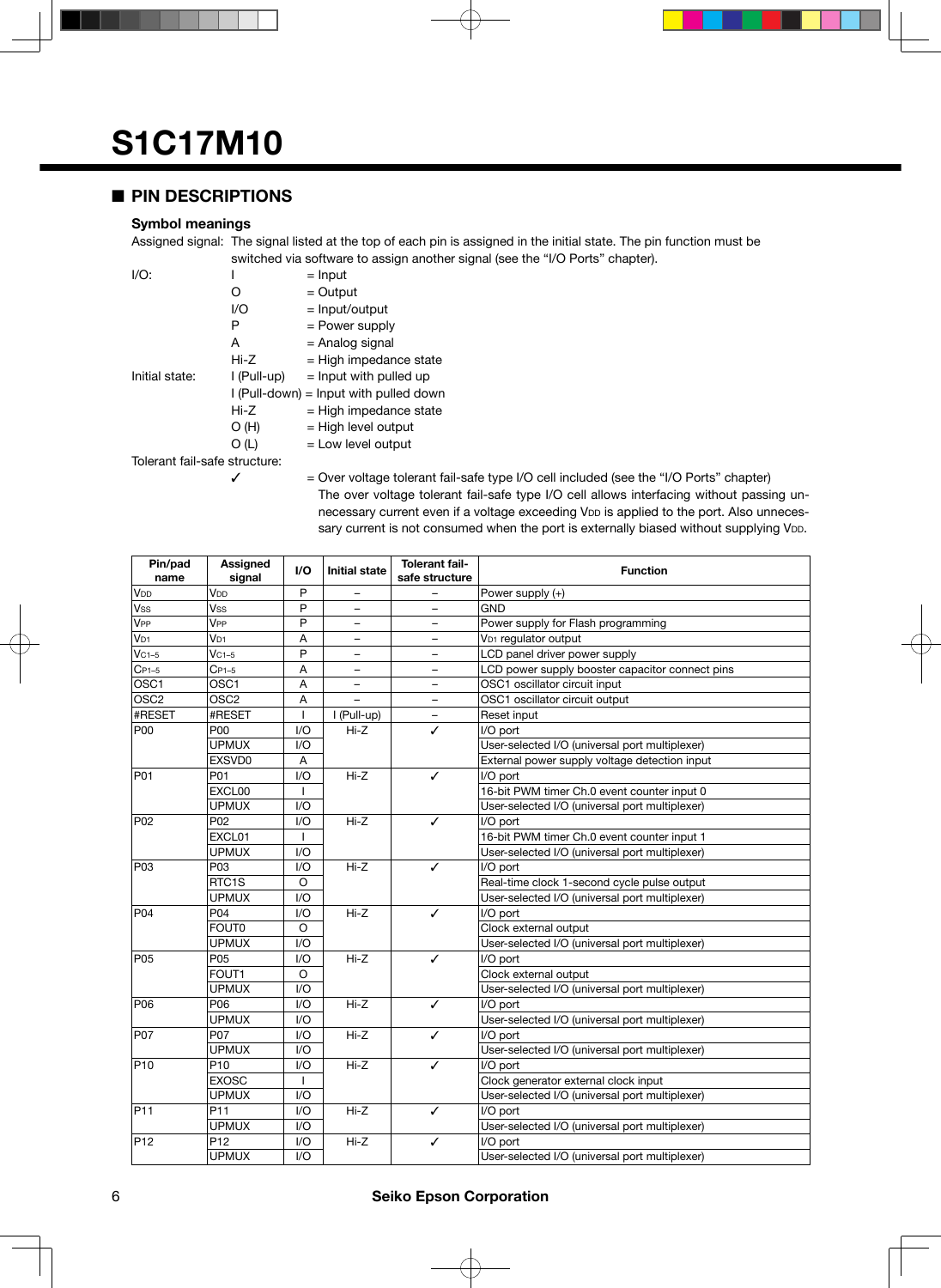# S1C17M10

## ■ PIN DESCRIPTIONS

### Symbol meanings

Assigned signal: The signal listed at the top of each pin is assigned in the initial state. The pin function must be switched via software to assign another signal (see the "I/O Ports" chapter).

I/O:
- I = Input
- O = Output
- I/O = Input/output
- P = Power supply
- A = Analog signal
- Hi-Z = High impedance state

Initial state:
- I (Pull-up) = Input with pulled up
- I (Pull-down) = Input with pulled down
- Hi-Z = High impedance state
- O (H) = High level output
- O (L) = Low level output

Tolerant fail-safe structure:
- ✓ = Over voltage tolerant fail-safe type I/O cell included (see the "I/O Ports" chapter)
  The over voltage tolerant fail-safe type I/O cell allows interfacing without passing unnecessary current even if a voltage exceeding $V_{DD}$ is applied to the port. Also unnecessary current is not consumed when the port is externally biased without supplying $V_{DD}$.

| Pin/pad name | Assigned signal | I/O | Initial state | Tolerant fail-safe structure | Function |
|---|---|---|---|---|---|
| $V_{DD}$ | $V_{DD}$ | P | – | – | Power supply (+) |
| $V_{SS}$ | $V_{SS}$ | P | – | – | GND |
| $V_{PP}$ | $V_{PP}$ | P | – | – | Power supply for Flash programming |
| $V_{D1}$ | $V_{D1}$ | A | – | – | $V_{D1}$ regulator output |
| $V_{C1-5}$ | $V_{C1-5}$ | P | – | – | LCD panel driver power supply |
| $C_{P1-5}$ | $C_{P1-5}$ | A | – | – | LCD power supply booster capacitor connect pins |
| OSC1 | OSC1 | A | – | – | OSC1 oscillator circuit input |
| OSC2 | OSC2 | A | – | – | OSC2 oscillator circuit output |
| #RESET | #RESET | I | I (Pull-up) | – | Reset input |
| P00 | P00 | I/O | Hi-Z | ✓ | I/O port |
| | UPMUX | I/O | | | User-selected I/O (universal port multiplexer) |
| | EXSVD0 | A | | | External power supply voltage detection input |
| P01 | P01 | I/O | Hi-Z | ✓ | I/O port |
| | EXCL00 | I | | | 16-bit PWM timer Ch.0 event counter input 0 |
| | UPMUX | I/O | | | User-selected I/O (universal port multiplexer) |
| P02 | P02 | I/O | Hi-Z | ✓ | I/O port |
| | EXCL01 | I | | | 16-bit PWM timer Ch.0 event counter input 1 |
| | UPMUX | I/O | | | User-selected I/O (universal port multiplexer) |
| P03 | P03 | I/O | Hi-Z | ✓ | I/O port |
| | RTC1S | O | | | Real-time clock 1-second cycle pulse output |
| | UPMUX | I/O | | | User-selected I/O (universal port multiplexer) |
| P04 | P04 | I/O | Hi-Z | ✓ | I/O port |
| | FOUT0 | O | | | Clock external output |
| | UPMUX | I/O | | | User-selected I/O (universal port multiplexer) |
| P05 | P05 | I/O | Hi-Z | ✓ | I/O port |
| | FOUT1 | O | | | Clock external output |
| | UPMUX | I/O | | | User-selected I/O (universal port multiplexer) |
| P06 | P06 | I/O | Hi-Z | ✓ | I/O port |
| | UPMUX | I/O | | | User-selected I/O (universal port multiplexer) |
| P07 | P07 | I/O | Hi-Z | ✓ | I/O port |
| | UPMUX | I/O | | | User-selected I/O (universal port multiplexer) |
| P10 | P10 | I/O | Hi-Z | ✓ | I/O port |
| | EXOSC | I | | | Clock generator external clock input |
| | UPMUX | I/O | | | User-selected I/O (universal port multiplexer) |
| P11 | P11 | I/O | Hi-Z | ✓ | I/O port |
| | UPMUX | I/O | | | User-selected I/O (universal port multiplexer) |
| P12 | P12 | I/O | Hi-Z | ✓ | I/O port |
| | UPMUX | I/O | | | User-selected I/O (universal port multiplexer) |

Seiko Epson Corporation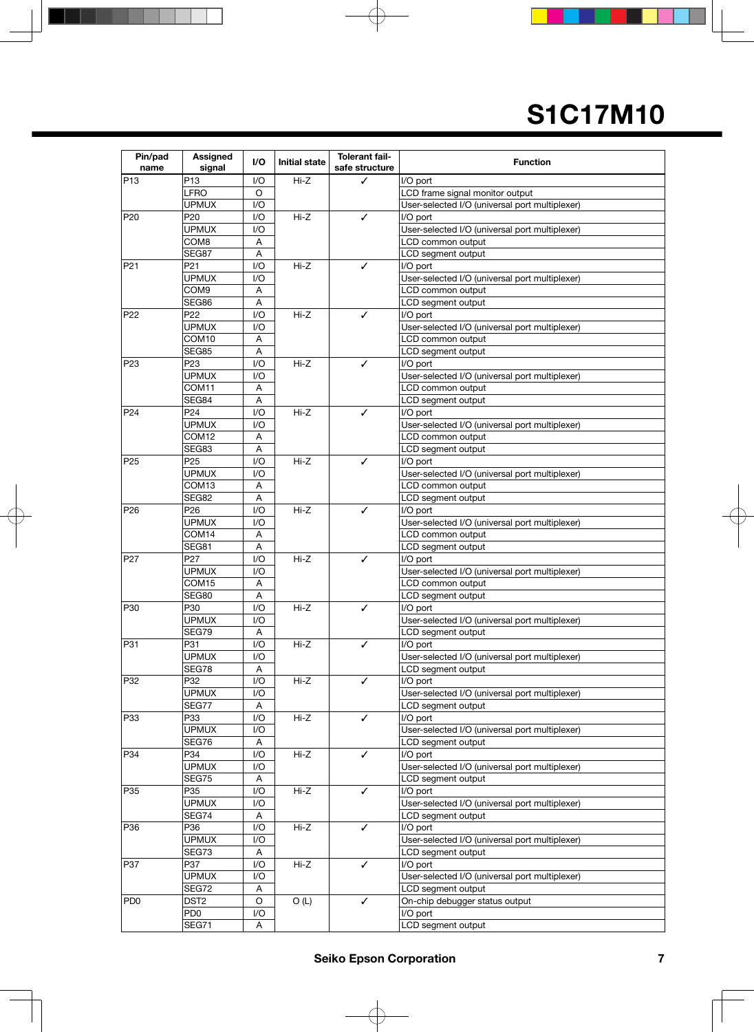| Pin/pad name | Assigned signal | I/O | Initial state | Tolerant fail-safe structure | Function |
|---|---|---|---|---|---|
| P13 | P13 | I/O | Hi-Z | ✓ | I/O port |
| | LFRO | O | | | LCD frame signal monitor output |
| | UPMUX | I/O | | | User-selected I/O (universal port multiplexer) |
| P20 | P20 | I/O | Hi-Z | ✓ | I/O port |
| | UPMUX | I/O | | | User-selected I/O (universal port multiplexer) |
| | COM8 | A | | | LCD common output |
| | SEG87 | A | | | LCD segment output |
| P21 | P21 | I/O | Hi-Z | ✓ | I/O port |
| | UPMUX | I/O | | | User-selected I/O (universal port multiplexer) |
| | COM9 | A | | | LCD common output |
| | SEG86 | A | | | LCD segment output |
| P22 | P22 | I/O | Hi-Z | ✓ | I/O port |
| | UPMUX | I/O | | | User-selected I/O (universal port multiplexer) |
| | COM10 | A | | | LCD common output |
| | SEG85 | A | | | LCD segment output |
| P23 | P23 | I/O | Hi-Z | ✓ | I/O port |
| | UPMUX | I/O | | | User-selected I/O (universal port multiplexer) |
| | COM11 | A | | | LCD common output |
| | SEG84 | A | | | LCD segment output |
| P24 | P24 | I/O | Hi-Z | ✓ | I/O port |
| | UPMUX | I/O | | | User-selected I/O (universal port multiplexer) |
| | COM12 | A | | | LCD common output |
| | SEG83 | A | | | LCD segment output |
| P25 | P25 | I/O | Hi-Z | ✓ | I/O port |
| | UPMUX | I/O | | | User-selected I/O (universal port multiplexer) |
| | COM13 | A | | | LCD common output |
| | SEG82 | A | | | LCD segment output |
| P26 | P26 | I/O | Hi-Z | ✓ | I/O port |
| | UPMUX | I/O | | | User-selected I/O (universal port multiplexer) |
| | COM14 | A | | | LCD common output |
| | SEG81 | A | | | LCD segment output |
| P27 | P27 | I/O | Hi-Z | ✓ | I/O port |
| | UPMUX | I/O | | | User-selected I/O (universal port multiplexer) |
| | COM15 | A | | | LCD common output |
| | SEG80 | A | | | LCD segment output |
| P30 | P30 | I/O | Hi-Z | ✓ | I/O port |
| | UPMUX | I/O | | | User-selected I/O (universal port multiplexer) |
| | SEG79 | A | | | LCD segment output |
| P31 | P31 | I/O | Hi-Z | ✓ | I/O port |
| | UPMUX | I/O | | | User-selected I/O (universal port multiplexer) |
| | SEG78 | A | | | LCD segment output |
| P32 | P32 | I/O | Hi-Z | ✓ | I/O port |
| | UPMUX | I/O | | | User-selected I/O (universal port multiplexer) |
| | SEG77 | A | | | LCD segment output |
| P33 | P33 | I/O | Hi-Z | ✓ | I/O port |
| | UPMUX | I/O | | | User-selected I/O (universal port multiplexer) |
| | SEG76 | A | | | LCD segment output |
| P34 | P34 | I/O | Hi-Z | ✓ | I/O port |
| | UPMUX | I/O | | | User-selected I/O (universal port multiplexer) |
| | SEG75 | A | | | LCD segment output |
| P35 | P35 | I/O | Hi-Z | ✓ | I/O port |
| | UPMUX | I/O | | | User-selected I/O (universal port multiplexer) |
| | SEG74 | A | | | LCD segment output |
| P36 | P36 | I/O | Hi-Z | ✓ | I/O port |
| | UPMUX | I/O | | | User-selected I/O (universal port multiplexer) |
| | SEG73 | A | | | LCD segment output |
| P37 | P37 | I/O | Hi-Z | ✓ | I/O port |
| | UPMUX | I/O | | | User-selected I/O (universal port multiplexer) |
| | SEG72 | A | | | LCD segment output |
| PD0 | DST2 | O | O (L) | ✓ | On-chip debugger status output |
| | PD0 | I/O | | | I/O port |
| | SEG71 | A | | | LCD segment output |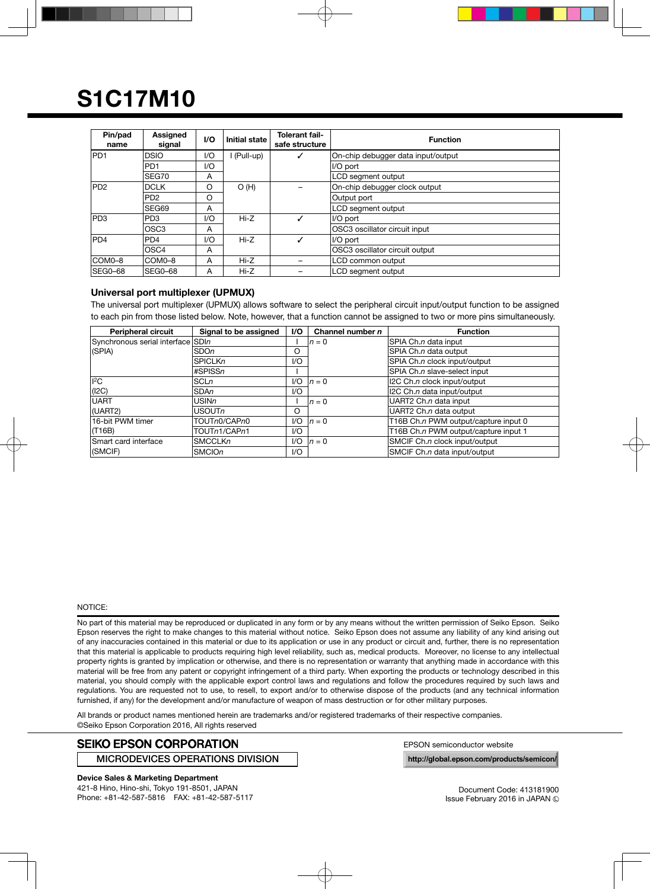# S1C17M10

| Pin/pad name | Assigned signal | I/O | Initial state | Tolerant fail-safe structure | Function |
|---|---|---|---|---|---|
| PD1 | DSIO | I/O | I (Pull-up) | ✓ | On-chip debugger data input/output |
| | PD1 | I/O | | | I/O port |
| | SEG70 | A | | | LCD segment output |
| PD2 | DCLK | O | O (H) | – | On-chip debugger clock output |
| | PD2 | O | | | Output port |
| | SEG69 | A | | | LCD segment output |
| PD3 | PD3 | I/O | Hi-Z | ✓ | I/O port |
| | OSC3 | A | | | OSC3 oscillator circuit input |
| PD4 | PD4 | I/O | Hi-Z | ✓ | I/O port |
| | OSC4 | A | | | OSC3 oscillator circuit output |
| COM0–8 | COM0–8 | A | Hi-Z | – | LCD common output |
| SEG0–68 | SEG0–68 | A | Hi-Z | – | LCD segment output |

### Universal port multiplexer (UPMUX)

The universal port multiplexer (UPMUX) allows software to select the peripheral circuit input/output function to be assigned to each pin from those listed below. Note, however, that a function cannot be assigned to two or more pins simultaneously.

| Peripheral circuit | Signal to be assigned | I/O | Channel number *n* | Function |
|---|---|---|---|---|
| Synchronous serial interface (SPIA) | SDI*n* | I | *n* = 0 | SPIA Ch.*n* data input |
| | SDO*n* | O | | SPIA Ch.*n* data output |
| | SPICLK*n* | I/O | | SPIA Ch.*n* clock input/output |
| | #SPISS*n* | I | | SPIA Ch.*n* slave-select input |
| I²C (I2C) | SCL*n* | I/O | *n* = 0 | I2C Ch.*n* clock input/output |
| | SDA*n* | I/O | | I2C Ch.*n* data input/output |
| UART (UART2) | USIN*n* | I | *n* = 0 | UART2 Ch.*n* data input |
| | USOUT*n* | O | | UART2 Ch.*n* data output |
| 16-bit PWM timer (T16B) | TOUT*n*0/CAP*n*0 | I/O | *n* = 0 | T16B Ch.*n* PWM output/capture input 0 |
| | TOUT*n*1/CAP*n*1 | I/O | | T16B Ch.*n* PWM output/capture input 1 |
| Smart card interface (SMCIF) | SMCCLK*n* | I/O | *n* = 0 | SMCIF Ch.*n* clock input/output |
| | SMCIO*n* | I/O | | SMCIF Ch.*n* data input/output |

NOTICE:

No part of this material may be reproduced or duplicated in any form or by any means without the written permission of Seiko Epson. Seiko Epson reserves the right to make changes to this material without notice. Seiko Epson does not assume any liability of any kind arising out of any inaccuracies contained in this material or due to its application or use in any product or circuit and, further, there is no representation that this material is applicable to products requiring high level reliability, such as, medical products. Moreover, no license to any intellectual property rights is granted by implication or otherwise, and there is no representation or warranty that anything made in accordance with this material will be free from any patent or copyright infringement of a third party. When exporting the products or technology described in this material, you should comply with the applicable export control laws and regulations and follow the procedures required by such laws and regulations. You are requested not to use, to resell, to export and/or to otherwise dispose of the products (and any technical information furnished, if any) for the development and/or manufacture of weapon of mass destruction or for other military purposes.

All brands or product names mentioned herein are trademarks and/or registered trademarks of their respective companies.
©Seiko Epson Corporation 2016, All rights reserved

**SEIKO EPSON CORPORATION**

MICRODEVICES OPERATIONS DIVISION

**Device Sales & Marketing Department**
421-8 Hino, Hino-shi, Tokyo 191-8501, JAPAN
Phone: +81-42-587-5816  FAX: +81-42-587-5117

EPSON semiconductor website

**http://global.epson.com/products/semicon/**

Document Code: 413181900
Issue February 2016 in JAPAN